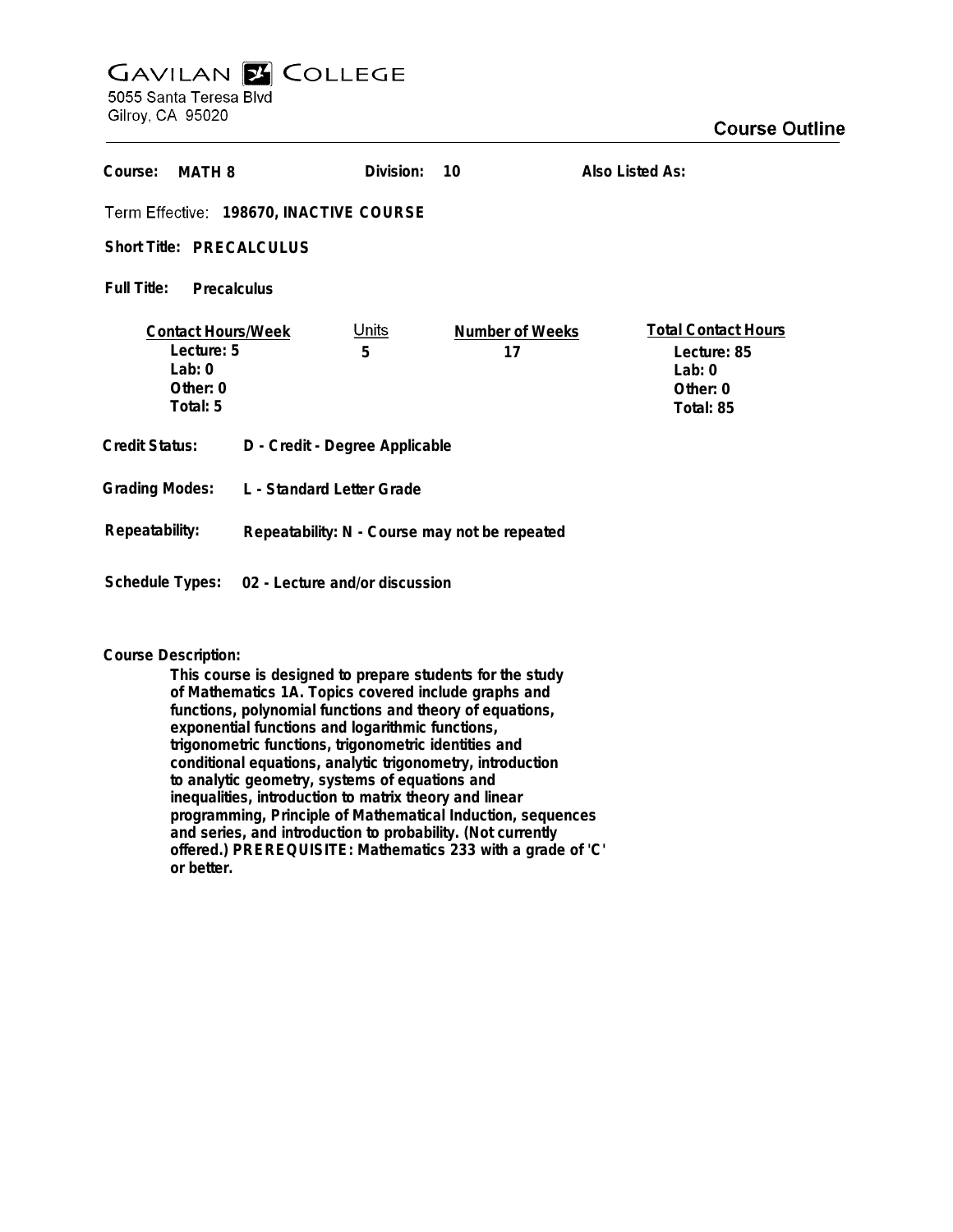# GAVILAN COLLEGE

5055 Santa Teresa Blvd
Gilroy, CA 95020

## Course Outline

**Course:** MATH 8 **Division:** 10 **Also Listed As:**

**Term Effective:** 198670, INACTIVE COURSE

**Short Title:** PRECALCULUS

**Full Title:** Precalculus

| Contact Hours/Week | Units | Number of Weeks | Total Contact Hours |
|---|---|---|---|
| Lecture: 5 | 5 | 17 | Lecture: 85 |
| Lab: 0 | | | Lab: 0 |
| Other: 0 | | | Other: 0 |
| Total: 5 | | | Total: 85 |

**Credit Status:** D - Credit - Degree Applicable

**Grading Modes:** L - Standard Letter Grade

**Repeatability:** Repeatability: N - Course may not be repeated

**Schedule Types:** 02 - Lecture and/or discussion

**Course Description:**

This course is designed to prepare students for the study of Mathematics 1A. Topics covered include graphs and functions, polynomial functions and theory of equations, exponential functions and logarithmic functions, trigonometric functions, trigonometric identities and conditional equations, analytic trigonometry, introduction to analytic geometry, systems of equations and inequalities, introduction to matrix theory and linear programming, Principle of Mathematical Induction, sequences and series, and introduction to probability. (Not currently offered.) PREREQUISITE: Mathematics 233 with a grade of 'C' or better.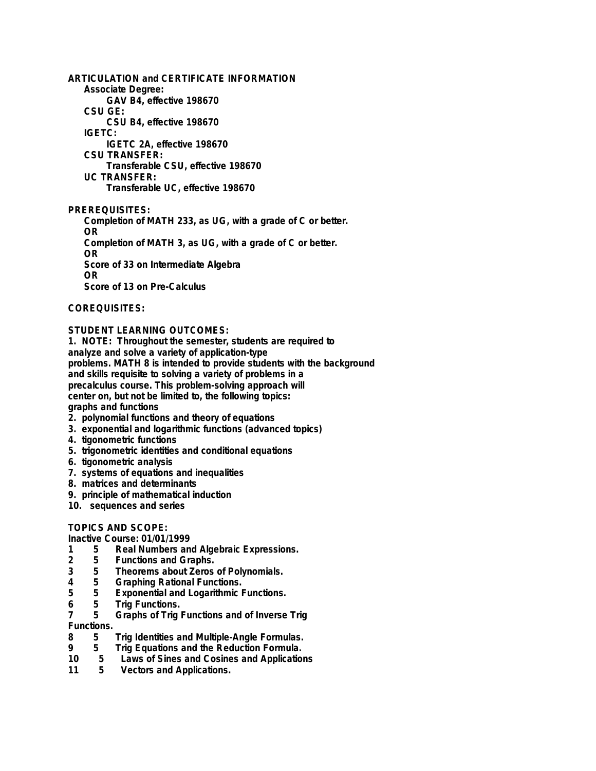**ARTICULATION and CERTIFICATE INFORMATION**

**Associate Degree:**

**GAV B4, effective 198670**

**CSU GE:**

**CSU B4, effective 198670**

**IGETC:**

**IGETC 2A, effective 198670**

**CSU TRANSFER:**

**Transferable CSU, effective 198670**

**UC TRANSFER:**

**Transferable UC, effective 198670**

**PREREQUISITES:**

**Completion of MATH 233, as UG, with a grade of C or better.**
**OR**
**Completion of MATH 3, as UG, with a grade of C or better.**
**OR**
**Score of 33 on Intermediate Algebra**
**OR**
**Score of 13 on Pre-Calculus**

**COREQUISITES:**

**STUDENT LEARNING OUTCOMES:**

1. **NOTE: Throughout the semester, students are required to analyze and solve a variety of application-type problems. MATH 8 is intended to provide students with the background and skills requisite to solving a variety of problems in a precalculus course. This problem-solving approach will center on, but not be limited to, the following topics: graphs and functions**
2. **polynomial functions and theory of equations**
3. **exponential and logarithmic functions (advanced topics)**
4. **tigonometric functions**
5. **trigonometric identities and conditional equations**
6. **tigonometric analysis**
7. **systems of equations and inequalities**
8. **matrices and determinants**
9. **principle of mathematical induction**
10. **sequences and series**

**TOPICS AND SCOPE:**

**Inactive Course: 01/01/1999**

**1 5 Real Numbers and Algebraic Expressions.**
**2 5 Functions and Graphs.**
**3 5 Theorems about Zeros of Polynomials.**
**4 5 Graphing Rational Functions.**
**5 5 Exponential and Logarithmic Functions.**
**6 5 Trig Functions.**
**7 5 Graphs of Trig Functions and of Inverse Trig Functions.**
**8 5 Trig Identities and Multiple-Angle Formulas.**
**9 5 Trig Equations and the Reduction Formula.**
**10 5 Laws of Sines and Cosines and Applications**
**11 5 Vectors and Applications.**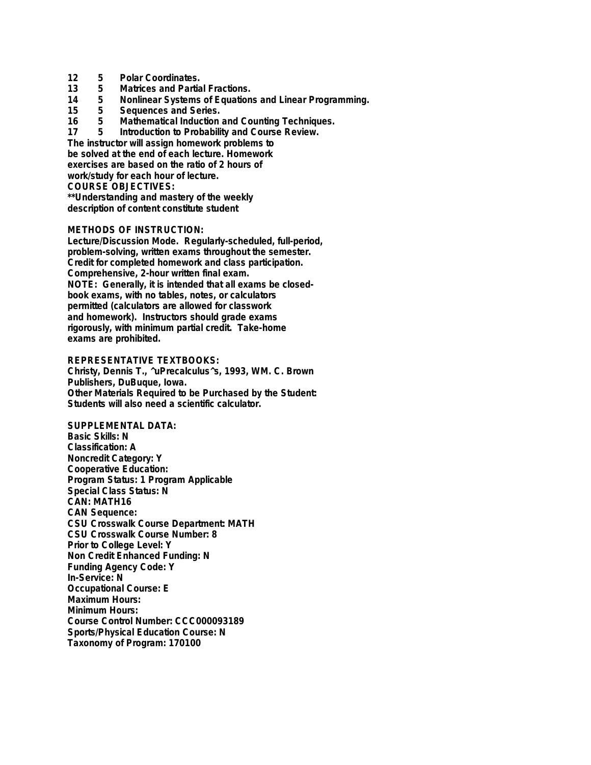| | | |
|---|---|---|
| 12 | 5 | Polar Coordinates. |
| 13 | 5 | Matrices and Partial Fractions. |
| 14 | 5 | Nonlinear Systems of Equations and Linear Programming. |
| 15 | 5 | Sequences and Series. |
| 16 | 5 | Mathematical Induction and Counting Techniques. |
| 17 | 5 | Introduction to Probability and Course Review. |

The instructor will assign homework problems to be solved at the end of each lecture. Homework exercises are based on the ratio of 2 hours of work/study for each hour of lecture.

**COURSE OBJECTIVES:**

**Understanding and mastery of the weekly description of content constitute student

**METHODS OF INSTRUCTION:**

Lecture/Discussion Mode. Regularly-scheduled, full-period, problem-solving, written exams throughout the semester. Credit for completed homework and class participation. Comprehensive, 2-hour written final exam.

NOTE: Generally, it is intended that all exams be closed-book exams, with no tables, notes, or calculators permitted (calculators are allowed for classwork and homework). Instructors should grade exams rigorously, with minimum partial credit. Take-home exams are prohibited.

**REPRESENTATIVE TEXTBOOKS:**

Christy, Dennis T., ^uPrecalculus^s, 1993, WM. C. Brown Publishers, DuBuque, Iowa.

Other Materials Required to be Purchased by the Student:
Students will also need a scientific calculator.

**SUPPLEMENTAL DATA:**

Basic Skills: N
Classification: A
Noncredit Category: Y
Cooperative Education:
Program Status: 1 Program Applicable
Special Class Status: N
CAN: MATH16
CAN Sequence:
CSU Crosswalk Course Department: MATH
CSU Crosswalk Course Number: 8
Prior to College Level: Y
Non Credit Enhanced Funding: N
Funding Agency Code: Y
In-Service: N
Occupational Course: E
Maximum Hours:
Minimum Hours:
Course Control Number: CCC000093189
Sports/Physical Education Course: N
Taxonomy of Program: 170100